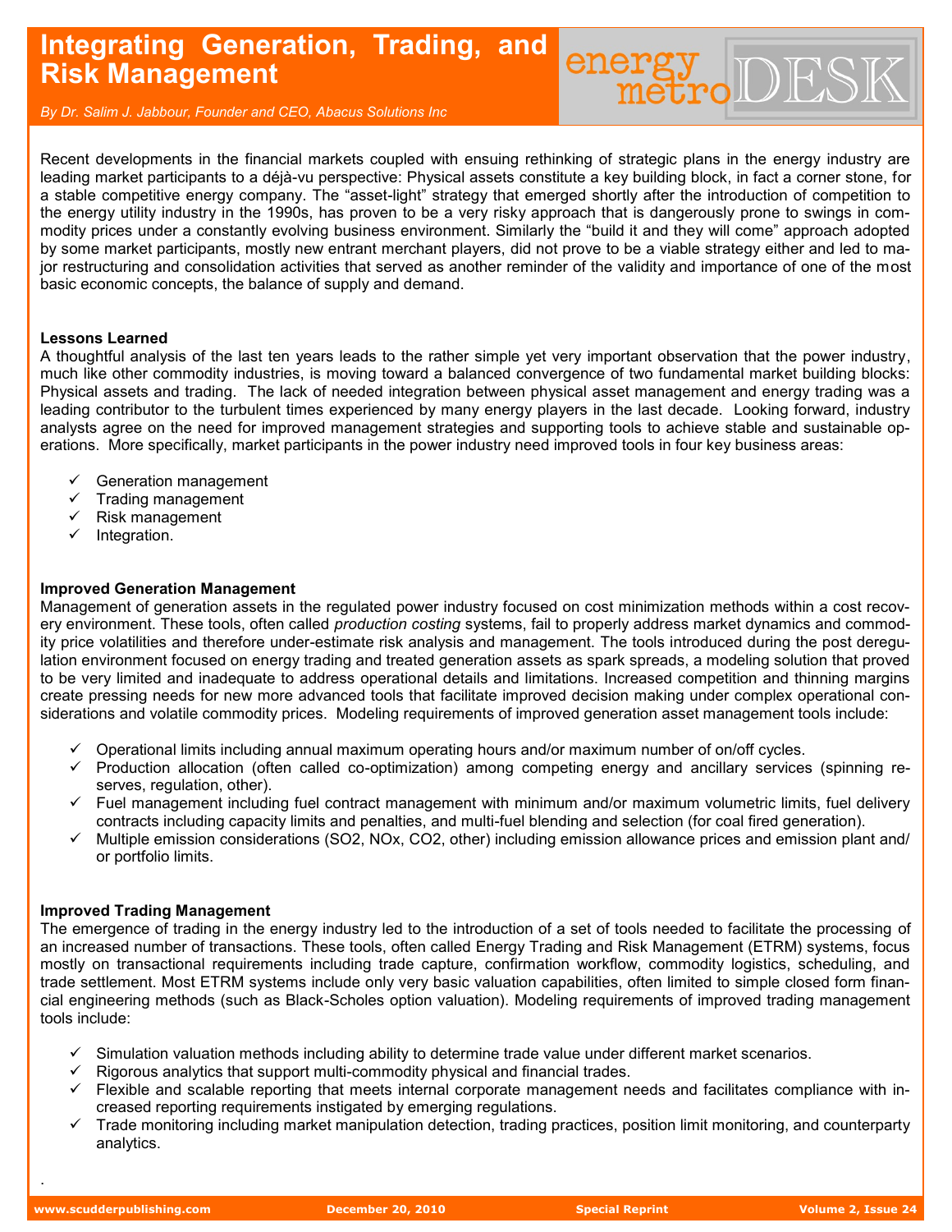# Integrating Generation, Trading, and Risk Management

*By Dr. Salim J. Jabbour, Founder and CEO, Abacus Solutions Inc*

Recent developments in the financial markets coupled with ensuing rethinking of strategic plans in the energy industry are leading market participants to a déjà-vu perspective: Physical assets constitute a key building block, in fact a corner stone, for a stable competitive energy company. The "asset-light" strategy that emerged shortly after the introduction of competition to the energy utility industry in the 1990s, has proven to be a very risky approach that is dangerously prone to swings in commodity prices under a constantly evolving business environment. Similarly the "build it and they will come" approach adopted by some market participants, mostly new entrant merchant players, did not prove to be a viable strategy either and led to major restructuring and consolidation activities that served as another reminder of the validity and importance of one of the most basic economic concepts, the balance of supply and demand.

**Lessons Learned**

A thoughtful analysis of the last ten years leads to the rather simple yet very important observation that the power industry, much like other commodity industries, is moving toward a balanced convergence of two fundamental market building blocks: Physical assets and trading. The lack of needed integration between physical asset management and energy trading was a leading contributor to the turbulent times experienced by many energy players in the last decade. Looking forward, industry analysts agree on the need for improved management strategies and supporting tools to achieve stable and sustainable operations. More specifically, market participants in the power industry need improved tools in four key business areas:

- ✓ Generation management
- ✓ Trading management
- ✓ Risk management
- ✓ Integration.

**Improved Generation Management**

Management of generation assets in the regulated power industry focused on cost minimization methods within a cost recovery environment. These tools, often called *production costing* systems, fail to properly address market dynamics and commodity price volatilities and therefore under-estimate risk analysis and management. The tools introduced during the post deregulation environment focused on energy trading and treated generation assets as spark spreads, a modeling solution that proved to be very limited and inadequate to address operational details and limitations. Increased competition and thinning margins create pressing needs for new more advanced tools that facilitate improved decision making under complex operational considerations and volatile commodity prices. Modeling requirements of improved generation asset management tools include:

- ✓ Operational limits including annual maximum operating hours and/or maximum number of on/off cycles.
- ✓ Production allocation (often called co-optimization) among competing energy and ancillary services (spinning reserves, regulation, other).
- ✓ Fuel management including fuel contract management with minimum and/or maximum volumetric limits, fuel delivery contracts including capacity limits and penalties, and multi-fuel blending and selection (for coal fired generation).
- ✓ Multiple emission considerations ($SO_2$, $NO_x$, $CO_2$, other) including emission allowance prices and emission plant and/or portfolio limits.

**Improved Trading Management**

The emergence of trading in the energy industry led to the introduction of a set of tools needed to facilitate the processing of an increased number of transactions. These tools, often called Energy Trading and Risk Management (ETRM) systems, focus mostly on transactional requirements including trade capture, confirmation workflow, commodity logistics, scheduling, and trade settlement. Most ETRM systems include only very basic valuation capabilities, often limited to simple closed form financial engineering methods (such as Black-Scholes option valuation). Modeling requirements of improved trading management tools include:

- ✓ Simulation valuation methods including ability to determine trade value under different market scenarios.
- ✓ Rigorous analytics that support multi-commodity physical and financial trades.
- ✓ Flexible and scalable reporting that meets internal corporate management needs and facilitates compliance with increased reporting requirements instigated by emerging regulations.
- ✓ Trade monitoring including market manipulation detection, trading practices, position limit monitoring, and counterparty analytics.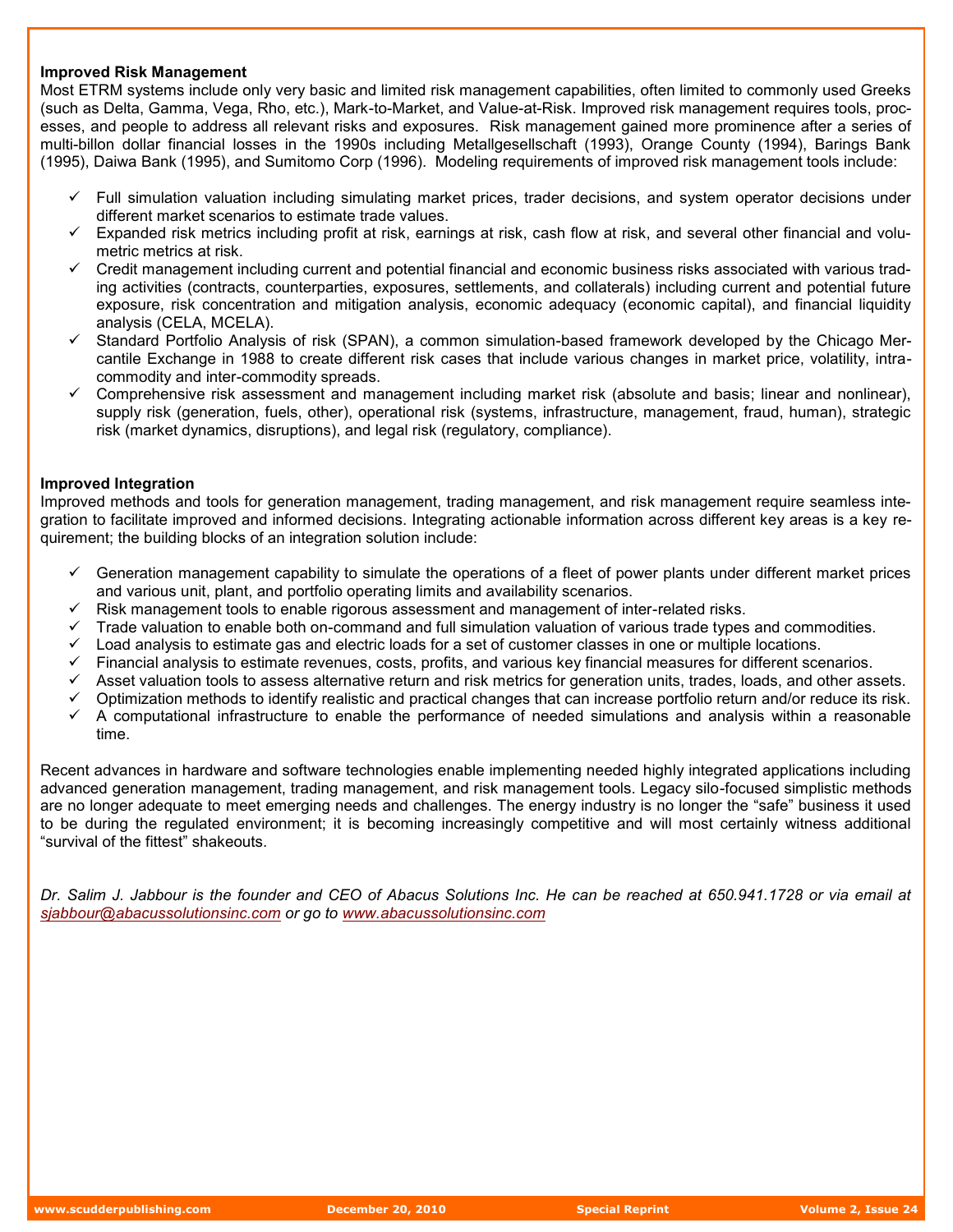**Improved Risk Management**

Most ETRM systems include only very basic and limited risk management capabilities, often limited to commonly used Greeks (such as Delta, Gamma, Vega, Rho, etc.), Mark-to-Market, and Value-at-Risk. Improved risk management requires tools, processes, and people to address all relevant risks and exposures. Risk management gained more prominence after a series of multi-billon dollar financial losses in the 1990s including Metallgesellschaft (1993), Orange County (1994), Barings Bank (1995), Daiwa Bank (1995), and Sumitomo Corp (1996). Modeling requirements of improved risk management tools include:

- ✓ Full simulation valuation including simulating market prices, trader decisions, and system operator decisions under different market scenarios to estimate trade values.
- ✓ Expanded risk metrics including profit at risk, earnings at risk, cash flow at risk, and several other financial and volumetric metrics at risk.
- ✓ Credit management including current and potential financial and economic business risks associated with various trading activities (contracts, counterparties, exposures, settlements, and collaterals) including current and potential future exposure, risk concentration and mitigation analysis, economic adequacy (economic capital), and financial liquidity analysis (CELA, MCELA).
- ✓ Standard Portfolio Analysis of risk (SPAN), a common simulation-based framework developed by the Chicago Mercantile Exchange in 1988 to create different risk cases that include various changes in market price, volatility, intra-commodity and inter-commodity spreads.
- ✓ Comprehensive risk assessment and management including market risk (absolute and basis; linear and nonlinear), supply risk (generation, fuels, other), operational risk (systems, infrastructure, management, fraud, human), strategic risk (market dynamics, disruptions), and legal risk (regulatory, compliance).

**Improved Integration**

Improved methods and tools for generation management, trading management, and risk management require seamless integration to facilitate improved and informed decisions. Integrating actionable information across different key areas is a key requirement; the building blocks of an integration solution include:

- ✓ Generation management capability to simulate the operations of a fleet of power plants under different market prices and various unit, plant, and portfolio operating limits and availability scenarios.
- ✓ Risk management tools to enable rigorous assessment and management of inter-related risks.
- ✓ Trade valuation to enable both on-command and full simulation valuation of various trade types and commodities.
- ✓ Load analysis to estimate gas and electric loads for a set of customer classes in one or multiple locations.
- ✓ Financial analysis to estimate revenues, costs, profits, and various key financial measures for different scenarios.
- ✓ Asset valuation tools to assess alternative return and risk metrics for generation units, trades, loads, and other assets.
- ✓ Optimization methods to identify realistic and practical changes that can increase portfolio return and/or reduce its risk.
- ✓ A computational infrastructure to enable the performance of needed simulations and analysis within a reasonable time.

Recent advances in hardware and software technologies enable implementing needed highly integrated applications including advanced generation management, trading management, and risk management tools. Legacy silo-focused simplistic methods are no longer adequate to meet emerging needs and challenges. The energy industry is no longer the "safe" business it used to be during the regulated environment; it is becoming increasingly competitive and will most certainly witness additional "survival of the fittest" shakeouts.

*Dr. Salim J. Jabbour is the founder and CEO of Abacus Solutions Inc. He can be reached at 650.941.1728 or via email at sjabbour@abacussolutionsinc.com or go to www.abacussolutionsinc.com*